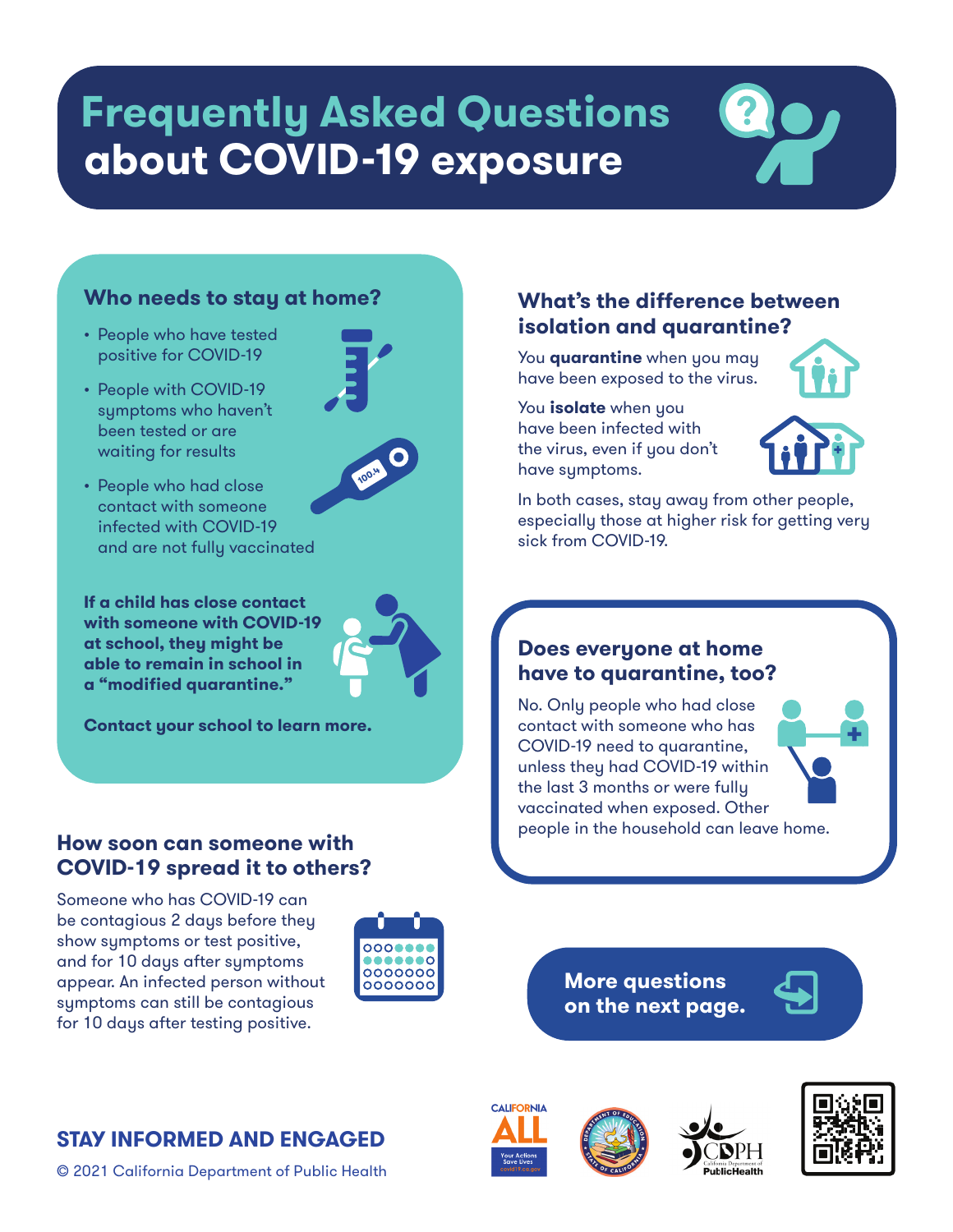# Frequently Asked Questions about COVID-19 exposure

## Who needs to stay at home?

- People who have tested positive for COVID-19
- People with COVID-19 symptoms who haven't been tested or are waiting for results
- People who had close contact with someone infected with COVID-19 and are not fully vaccinated

**If a child has close contact with someone with COVID-19 at school, they might be able to remain in school in a "modified quarantine."**

**Contact your school to learn more.**

## How soon can someone with COVID-19 spread it to others?

Someone who has COVID-19 can be contagious 2 days before they show symptoms or test positive, and for 10 days after symptoms appear. An infected person without symptoms can still be contagious for 10 days after testing positive.

## What's the difference between isolation and quarantine?

You **quarantine** when you may have been exposed to the virus.

You **isolate** when you have been infected with the virus, even if you don't have symptoms.

In both cases, stay away from other people, especially those at higher risk for getting very sick from COVID-19.

## Does everyone at home have to quarantine, too?

No. Only people who had close contact with someone who has COVID-19 need to quarantine, unless they had COVID-19 within the last 3 months or were fully vaccinated when exposed. Other people in the household can leave home.

**More questions on the next page.**

**STAY INFORMED AND ENGAGED**

© 2021 California Department of Public Health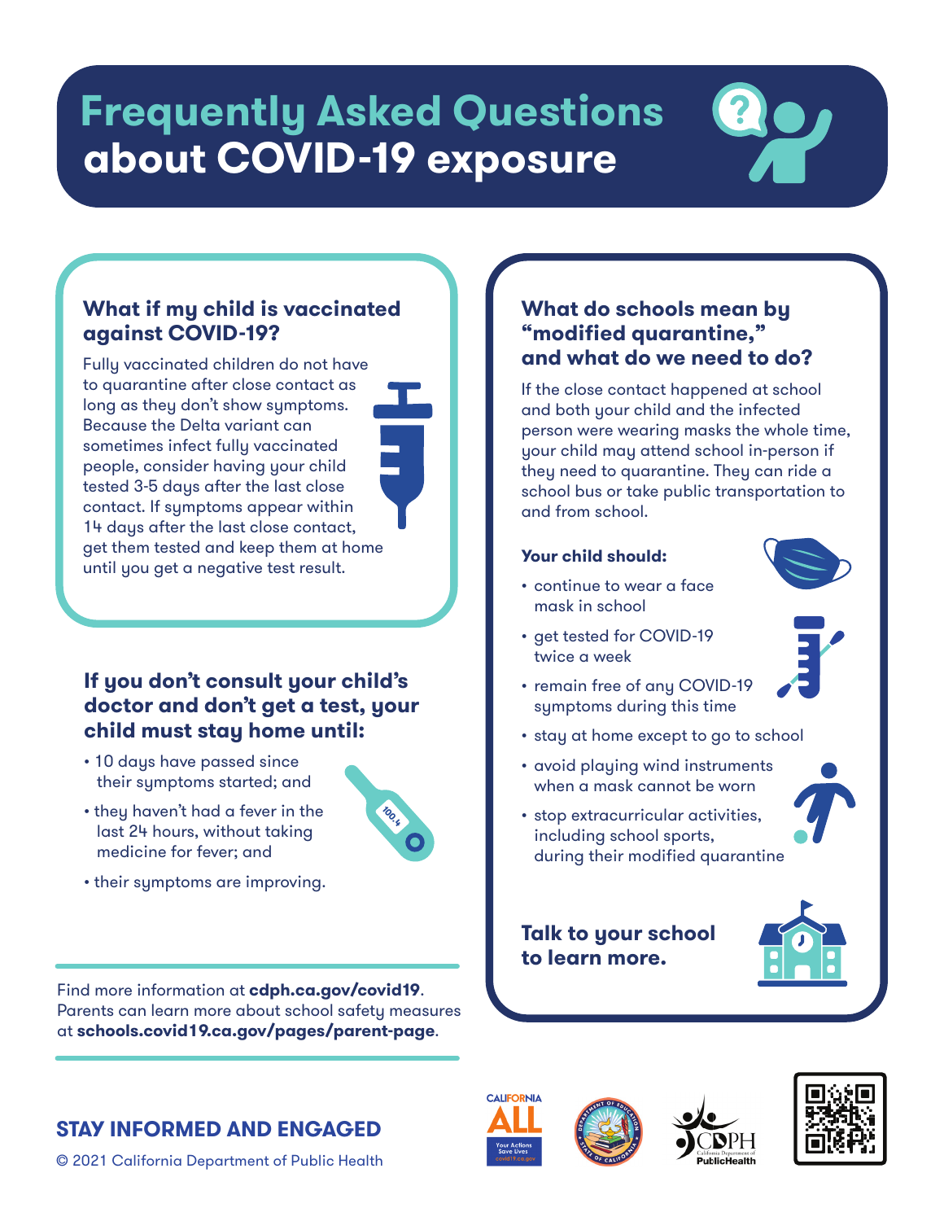# Frequently Asked Questions about COVID-19 exposure

## What if my child is vaccinated against COVID-19?

Fully vaccinated children do not have to quarantine after close contact as long as they don't show symptoms. Because the Delta variant can sometimes infect fully vaccinated people, consider having your child tested 3-5 days after the last close contact. If symptoms appear within 14 days after the last close contact, get them tested and keep them at home until you get a negative test result.

## If you don't consult your child's doctor and don't get a test, your child must stay home until:

- 10 days have passed since their symptoms started; and
- they haven't had a fever in the last 24 hours, without taking medicine for fever; and
- their symptoms are improving.

Find more information at **cdph.ca.gov/covid19**. Parents can learn more about school safety measures at **schools.covid19.ca.gov/pages/parent-page**.

## What do schools mean by "modified quarantine," and what do we need to do?

If the close contact happened at school and both your child and the infected person were wearing masks the whole time, your child may attend school in-person if they need to quarantine. They can ride a school bus or take public transportation to and from school.

**Your child should:**

- continue to wear a face mask in school
- get tested for COVID-19 twice a week
- remain free of any COVID-19 symptoms during this time
- stay at home except to go to school
- avoid playing wind instruments when a mask cannot be worn
- stop extracurricular activities, including school sports, during their modified quarantine

**Talk to your school to learn more.**

**STAY INFORMED AND ENGAGED**

© 2021 California Department of Public Health